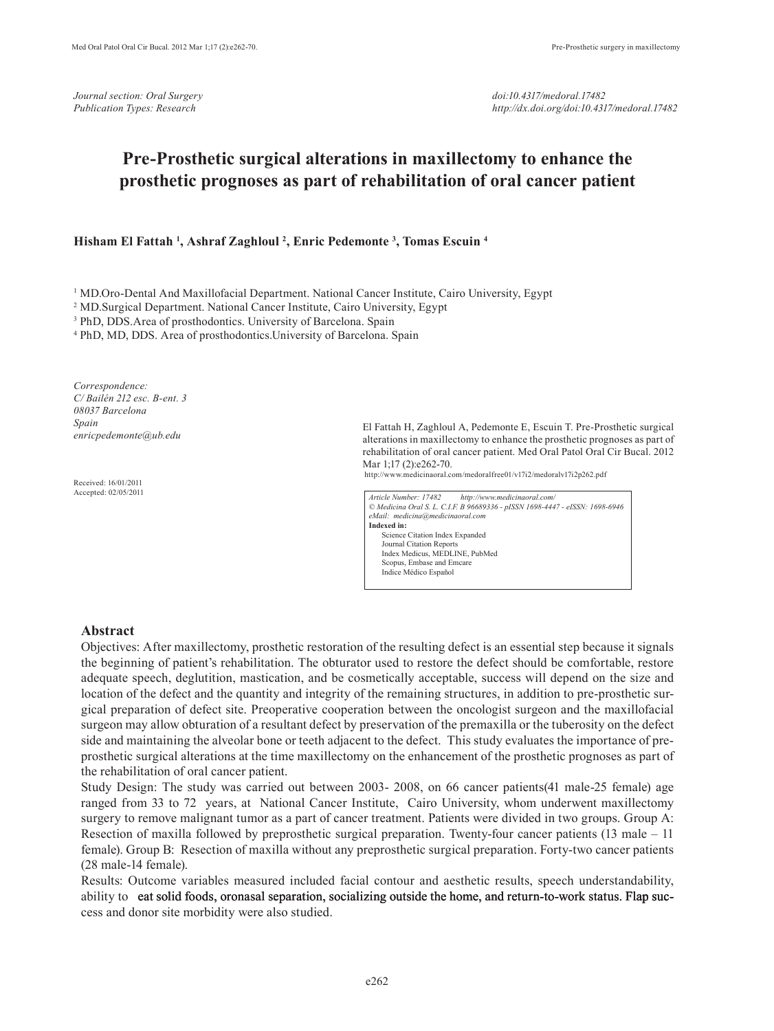Journal section: Oral Surgery
Publication Types: Research

doi:10.4317/medoral.17482
http://dx.doi.org/doi:10.4317/medoral.17482

# Pre-Prosthetic surgical alterations in maxillectomy to enhance the prosthetic prognoses as part of rehabilitation of oral cancer patient

**Hisham El Fattah [1], Ashraf Zaghloul [2], Enric Pedemonte [3], Tomas Escuin [4]**

[1] MD.Oro-Dental And Maxillofacial Department. National Cancer Institute, Cairo University, Egypt
[2] MD.Surgical Department. National Cancer Institute, Cairo University, Egypt
[3] PhD, DDS.Area of prosthodontics. University of Barcelona. Spain
[4] PhD, MD, DDS. Area of prosthodontics.University of Barcelona. Spain

*Correspondence:*
*C/ Bailén 212 esc. B-ent. 3*
*08037 Barcelona*
*Spain*
*enricpedemonte@ub.edu*

Received: 16/01/2011
Accepted: 02/05/2011

El Fattah H, Zaghloul A, Pedemonte E, Escuin T. Pre-Prosthetic surgical alterations in maxillectomy to enhance the prosthetic prognoses as part of rehabilitation of oral cancer patient. Med Oral Patol Oral Cir Bucal. 2012 Mar 1;17 (2):e262-70.
http://www.medicinaoral.com/medoralfree01/v17i2/medoralv17i2p262.pdf

*Article Number: 17482 http://www.medicinaoral.com/*
*© Medicina Oral S. L. C.I.F. B 96689336 - pISSN 1698-4447 - eISSN: 1698-6946*
*eMail: medicina@medicinaoral.com*
**Indexed in:**
Science Citation Index Expanded
Journal Citation Reports
Index Medicus, MEDLINE, PubMed
Scopus, Embase and Emcare
Indice Médico Español

## Abstract

Objectives: After maxillectomy, prosthetic restoration of the resulting defect is an essential step because it signals the beginning of patient's rehabilitation. The obturator used to restore the defect should be comfortable, restore adequate speech, deglutition, mastication, and be cosmetically acceptable, success will depend on the size and location of the defect and the quantity and integrity of the remaining structures, in addition to pre-prosthetic surgical preparation of defect site. Preoperative cooperation between the oncologist surgeon and the maxillofacial surgeon may allow obturation of a resultant defect by preservation of the premaxilla or the tuberosity on the defect side and maintaining the alveolar bone or teeth adjacent to the defect. This study evaluates the importance of pre-prosthetic surgical alterations at the time maxillectomy on the enhancement of the prosthetic prognoses as part of the rehabilitation of oral cancer patient.

Study Design: The study was carried out between 2003- 2008, on 66 cancer patients(41 male-25 female) age ranged from 33 to 72 years, at National Cancer Institute, Cairo University, whom underwent maxillectomy surgery to remove malignant tumor as a part of cancer treatment. Patients were divided in two groups. Group A: Resection of maxilla followed by preprosthetic surgical preparation. Twenty-four cancer patients (13 male – 11 female). Group B: Resection of maxilla without any preprosthetic surgical preparation. Forty-two cancer patients (28 male-14 female).

Results: Outcome variables measured included facial contour and aesthetic results, speech understandability, ability to eat solid foods, oronasal separation, socializing outside the home, and return-to-work status. Flap success and donor site morbidity were also studied.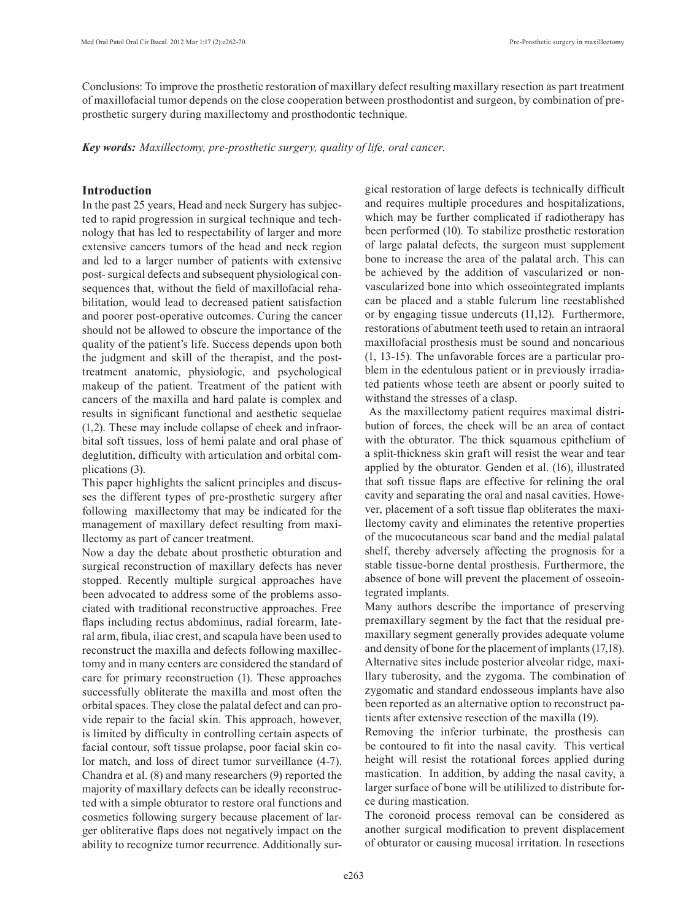Conclusions: To improve the prosthetic restoration of maxillary defect resulting maxillary resection as part treatment of maxillofacial tumor depends on the close cooperation between prosthodontist and surgeon, by combination of pre-prosthetic surgery during maxillectomy and prosthodontic technique.

***Key words:*** *Maxillectomy, pre-prosthetic surgery, quality of life, oral cancer.*

## Introduction

In the past 25 years, Head and neck Surgery has subjected to rapid progression in surgical technique and technology that has led to respectability of larger and more extensive cancers tumors of the head and neck region and led to a larger number of patients with extensive post- surgical defects and subsequent physiological consequences that, without the field of maxillofacial rehabilitation, would lead to decreased patient satisfaction and poorer post-operative outcomes. Curing the cancer should not be allowed to obscure the importance of the quality of the patient's life. Success depends upon both the judgment and skill of the therapist, and the post-treatment anatomic, physiologic, and psychological makeup of the patient. Treatment of the patient with cancers of the maxilla and hard palate is complex and results in significant functional and aesthetic sequelae (1,2). These may include collapse of cheek and infraorbital soft tissues, loss of hemi palate and oral phase of deglutition, difficulty with articulation and orbital complications (3).

This paper highlights the salient principles and discusses the different types of pre-prosthetic surgery after following maxillectomy that may be indicated for the management of maxillary defect resulting from maxillectomy as part of cancer treatment.

Now a day the debate about prosthetic obturation and surgical reconstruction of maxillary defects has never stopped. Recently multiple surgical approaches have been advocated to address some of the problems associated with traditional reconstructive approaches. Free flaps including rectus abdominus, radial forearm, lateral arm, fibula, iliac crest, and scapula have been used to reconstruct the maxilla and defects following maxillectomy and in many centers are considered the standard of care for primary reconstruction (1). These approaches successfully obliterate the maxilla and most often the orbital spaces. They close the palatal defect and can provide repair to the facial skin. This approach, however, is limited by difficulty in controlling certain aspects of facial contour, soft tissue prolapse, poor facial skin color match, and loss of direct tumor surveillance (4-7). Chandra et al. (8) and many researchers (9) reported the majority of maxillary defects can be ideally reconstructed with a simple obturator to restore oral functions and cosmetics following surgery because placement of larger obliterative flaps does not negatively impact on the ability to recognize tumor recurrence. Additionally surgical restoration of large defects is technically difficult and requires multiple procedures and hospitalizations, which may be further complicated if radiotherapy has been performed (10). To stabilize prosthetic restoration of large palatal defects, the surgeon must supplement bone to increase the area of the palatal arch. This can be achieved by the addition of vascularized or non-vascularized bone into which osseointegrated implants can be placed and a stable fulcrum line reestablished or by engaging tissue undercuts (11,12). Furthermore, restorations of abutment teeth used to retain an intraoral maxillofacial prosthesis must be sound and noncarious (1, 13-15). The unfavorable forces are a particular problem in the edentulous patient or in previously irradiated patients whose teeth are absent or poorly suited to withstand the stresses of a clasp.

As the maxillectomy patient requires maximal distribution of forces, the cheek will be an area of contact with the obturator. The thick squamous epithelium of a split-thickness skin graft will resist the wear and tear applied by the obturator. Genden et al. (16), illustrated that soft tissue flaps are effective for relining the oral cavity and separating the oral and nasal cavities. However, placement of a soft tissue flap obliterates the maxillectomy cavity and eliminates the retentive properties of the mucocutaneous scar band and the medial palatal shelf, thereby adversely affecting the prognosis for a stable tissue-borne dental prosthesis. Furthermore, the absence of bone will prevent the placement of osseointegrated implants.

Many authors describe the importance of preserving premaxillary segment by the fact that the residual premaxillary segment generally provides adequate volume and density of bone for the placement of implants (17,18). Alternative sites include posterior alveolar ridge, maxillary tuberosity, and the zygoma. The combination of zygomatic and standard endosseous implants have also been reported as an alternative option to reconstruct patients after extensive resection of the maxilla (19).

Removing the inferior turbinate, the prosthesis can be contoured to fit into the nasal cavity. This vertical height will resist the rotational forces applied during mastication. In addition, by adding the nasal cavity, a larger surface of bone will be utililized to distribute force during mastication.

The coronoid process removal can be considered as another surgical modification to prevent displacement of obturator or causing mucosal irritation. In resections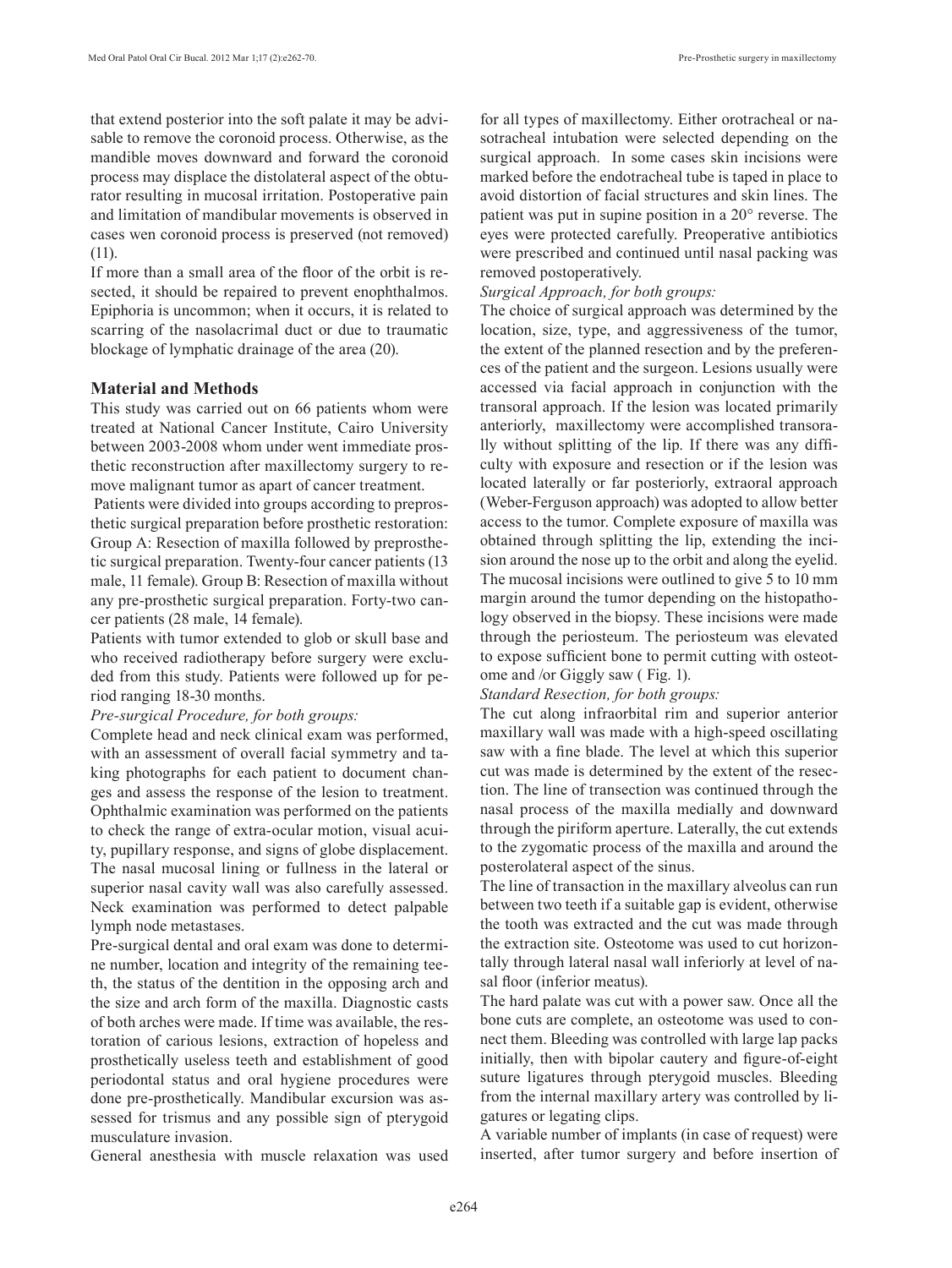that extend posterior into the soft palate it may be advisable to remove the coronoid process. Otherwise, as the mandible moves downward and forward the coronoid process may displace the distolateral aspect of the obturator resulting in mucosal irritation. Postoperative pain and limitation of mandibular movements is observed in cases wen coronoid process is preserved (not removed) (11).

If more than a small area of the floor of the orbit is resected, it should be repaired to prevent enophthalmos. Epiphoria is uncommon; when it occurs, it is related to scarring of the nasolacrimal duct or due to traumatic blockage of lymphatic drainage of the area (20).

## Material and Methods

This study was carried out on 66 patients whom were treated at National Cancer Institute, Cairo University between 2003-2008 whom under went immediate prosthetic reconstruction after maxillectomy surgery to remove malignant tumor as apart of cancer treatment.

Patients were divided into groups according to preprosthetic surgical preparation before prosthetic restoration: Group A: Resection of maxilla followed by preprosthetic surgical preparation. Twenty-four cancer patients (13 male, 11 female). Group B: Resection of maxilla without any pre-prosthetic surgical preparation. Forty-two cancer patients (28 male, 14 female).

Patients with tumor extended to glob or skull base and who received radiotherapy before surgery were excluded from this study. Patients were followed up for period ranging 18-30 months.

*Pre-surgical Procedure, for both groups:*

Complete head and neck clinical exam was performed, with an assessment of overall facial symmetry and taking photographs for each patient to document changes and assess the response of the lesion to treatment. Ophthalmic examination was performed on the patients to check the range of extra-ocular motion, visual acuity, pupillary response, and signs of globe displacement. The nasal mucosal lining or fullness in the lateral or superior nasal cavity wall was also carefully assessed. Neck examination was performed to detect palpable lymph node metastases.

Pre-surgical dental and oral exam was done to determine number, location and integrity of the remaining teeth, the status of the dentition in the opposing arch and the size and arch form of the maxilla. Diagnostic casts of both arches were made. If time was available, the restoration of carious lesions, extraction of hopeless and prosthetically useless teeth and establishment of good periodontal status and oral hygiene procedures were done pre-prosthetically. Mandibular excursion was assessed for trismus and any possible sign of pterygoid musculature invasion.

General anesthesia with muscle relaxation was used for all types of maxillectomy. Either orotracheal or nasotracheal intubation were selected depending on the surgical approach. In some cases skin incisions were marked before the endotracheal tube is taped in place to avoid distortion of facial structures and skin lines. The patient was put in supine position in a 20° reverse. The eyes were protected carefully. Preoperative antibiotics were prescribed and continued until nasal packing was removed postoperatively.

*Surgical Approach, for both groups:*

The choice of surgical approach was determined by the location, size, type, and aggressiveness of the tumor, the extent of the planned resection and by the preferences of the patient and the surgeon. Lesions usually were accessed via facial approach in conjunction with the transoral approach. If the lesion was located primarily anteriorly, maxillectomy were accomplished transorally without splitting of the lip. If there was any difficulty with exposure and resection or if the lesion was located laterally or far posteriorly, extraoral approach (Weber-Ferguson approach) was adopted to allow better access to the tumor. Complete exposure of maxilla was obtained through splitting the lip, extending the incision around the nose up to the orbit and along the eyelid. The mucosal incisions were outlined to give 5 to 10 mm margin around the tumor depending on the histopathology observed in the biopsy. These incisions were made through the periosteum. The periosteum was elevated to expose sufficient bone to permit cutting with osteotome and /or Giggly saw ( Fig. 1).

*Standard Resection, for both groups:*

The cut along infraorbital rim and superior anterior maxillary wall was made with a high-speed oscillating saw with a fine blade. The level at which this superior cut was made is determined by the extent of the resection. The line of transection was continued through the nasal process of the maxilla medially and downward through the piriform aperture. Laterally, the cut extends to the zygomatic process of the maxilla and around the posterolateral aspect of the sinus.

The line of transaction in the maxillary alveolus can run between two teeth if a suitable gap is evident, otherwise the tooth was extracted and the cut was made through the extraction site. Osteotome was used to cut horizontally through lateral nasal wall inferiorly at level of nasal floor (inferior meatus).

The hard palate was cut with a power saw. Once all the bone cuts are complete, an osteotome was used to connect them. Bleeding was controlled with large lap packs initially, then with bipolar cautery and figure-of-eight suture ligatures through pterygoid muscles. Bleeding from the internal maxillary artery was controlled by ligatures or legating clips.

A variable number of implants (in case of request) were inserted, after tumor surgery and before insertion of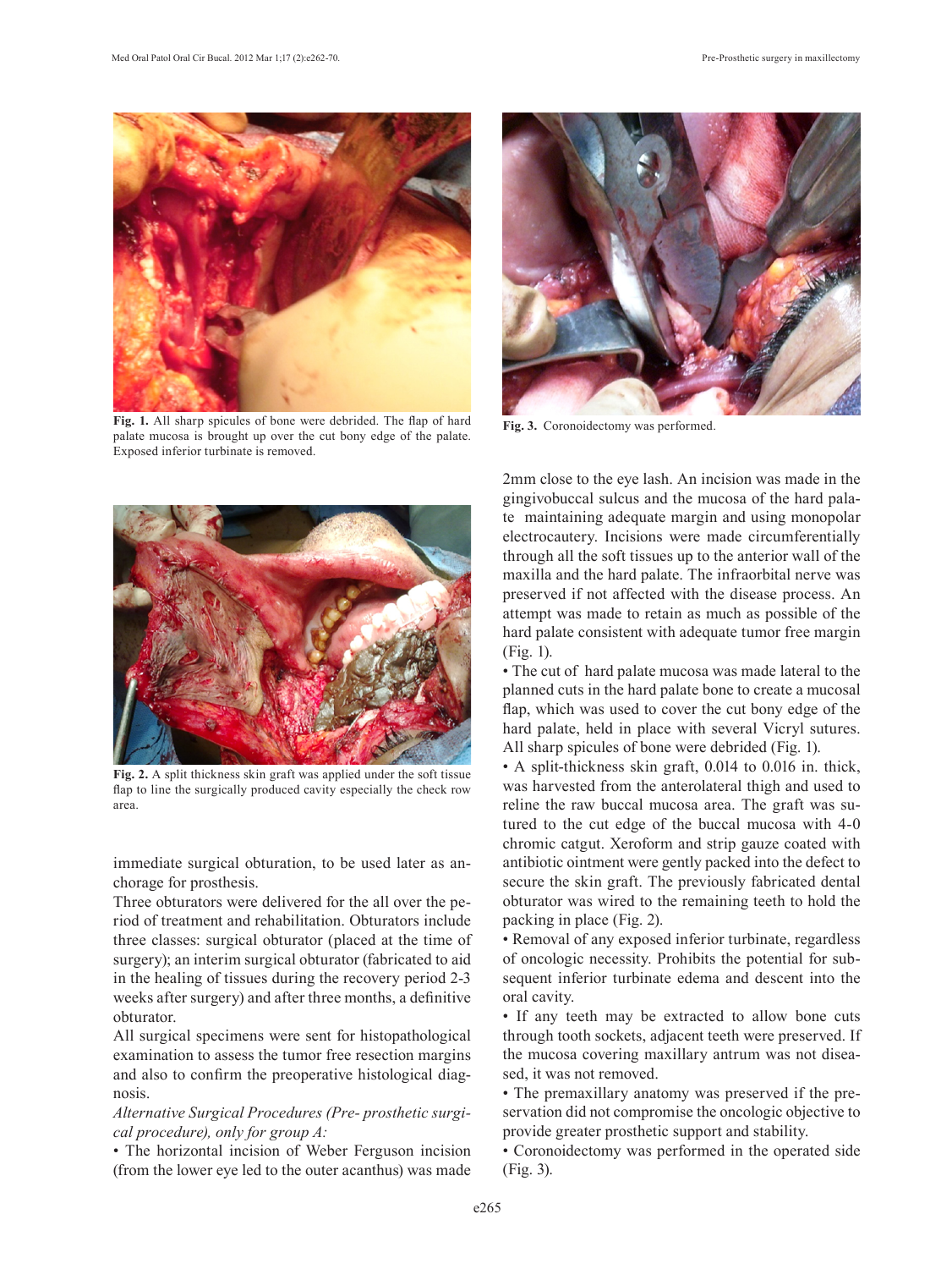Fig. 1. All sharp spicules of bone were debrided. The flap of hard palate mucosa is brought up over the cut bony edge of the palate. Exposed inferior turbinate is removed.

Fig. 2. A split thickness skin graft was applied under the soft tissue flap to line the surgically produced cavity especially the check row area.

Fig. 3. Coronoidectomy was performed.

immediate surgical obturation, to be used later as anchorage for prosthesis.

Three obturators were delivered for the all over the period of treatment and rehabilitation. Obturators include three classes: surgical obturator (placed at the time of surgery); an interim surgical obturator (fabricated to aid in the healing of tissues during the recovery period 2-3 weeks after surgery) and after three months, a definitive obturator.

All surgical specimens were sent for histopathological examination to assess the tumor free resection margins and also to confirm the preoperative histological diagnosis.

*Alternative Surgical Procedures (Pre- prosthetic surgical procedure), only for group A:*

• The horizontal incision of Weber Ferguson incision (from the lower eye led to the outer acanthus) was made 2mm close to the eye lash. An incision was made in the gingivobuccal sulcus and the mucosa of the hard palate maintaining adequate margin and using monopolar electrocautery. Incisions were made circumferentially through all the soft tissues up to the anterior wall of the maxilla and the hard palate. The infraorbital nerve was preserved if not affected with the disease process. An attempt was made to retain as much as possible of the hard palate consistent with adequate tumor free margin (Fig. 1).

• The cut of hard palate mucosa was made lateral to the planned cuts in the hard palate bone to create a mucosal flap, which was used to cover the cut bony edge of the hard palate, held in place with several Vicryl sutures. All sharp spicules of bone were debrided (Fig. 1).

• A split-thickness skin graft, 0.014 to 0.016 in. thick, was harvested from the anterolateral thigh and used to reline the raw buccal mucosa area. The graft was sutured to the cut edge of the buccal mucosa with 4-0 chromic catgut. Xeroform and strip gauze coated with antibiotic ointment were gently packed into the defect to secure the skin graft. The previously fabricated dental obturator was wired to the remaining teeth to hold the packing in place (Fig. 2).

• Removal of any exposed inferior turbinate, regardless of oncologic necessity. Prohibits the potential for subsequent inferior turbinate edema and descent into the oral cavity.

• If any teeth may be extracted to allow bone cuts through tooth sockets, adjacent teeth were preserved. If the mucosa covering maxillary antrum was not diseased, it was not removed.

• The premaxillary anatomy was preserved if the preservation did not compromise the oncologic objective to provide greater prosthetic support and stability.

• Coronoidectomy was performed in the operated side (Fig. 3).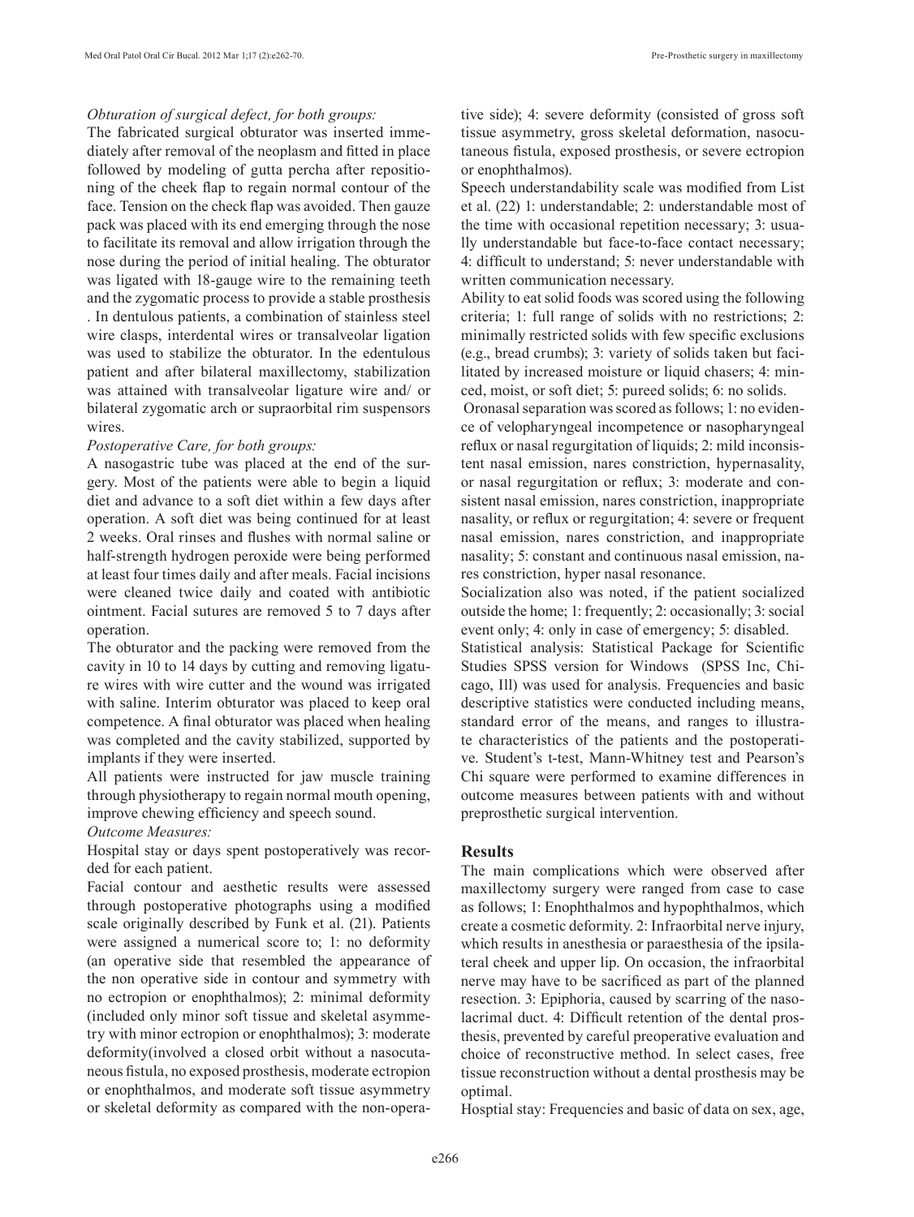*Obturation of surgical defect, for both groups:*

The fabricated surgical obturator was inserted immediately after removal of the neoplasm and fitted in place followed by modeling of gutta percha after repositioning of the cheek flap to regain normal contour of the face. Tension on the check flap was avoided. Then gauze pack was placed with its end emerging through the nose to facilitate its removal and allow irrigation through the nose during the period of initial healing. The obturator was ligated with 18-gauge wire to the remaining teeth and the zygomatic process to provide a stable prosthesis . In dentulous patients, a combination of stainless steel wire clasps, interdental wires or transalveolar ligation was used to stabilize the obturator. In the edentulous patient and after bilateral maxillectomy, stabilization was attained with transalveolar ligature wire and/ or bilateral zygomatic arch or supraorbital rim suspensors wires.

*Postoperative Care, for both groups:*

A nasogastric tube was placed at the end of the surgery. Most of the patients were able to begin a liquid diet and advance to a soft diet within a few days after operation. A soft diet was being continued for at least 2 weeks. Oral rinses and flushes with normal saline or half-strength hydrogen peroxide were being performed at least four times daily and after meals. Facial incisions were cleaned twice daily and coated with antibiotic ointment. Facial sutures are removed 5 to 7 days after operation.

The obturator and the packing were removed from the cavity in 10 to 14 days by cutting and removing ligature wires with wire cutter and the wound was irrigated with saline. Interim obturator was placed to keep oral competence. A final obturator was placed when healing was completed and the cavity stabilized, supported by implants if they were inserted.

All patients were instructed for jaw muscle training through physiotherapy to regain normal mouth opening, improve chewing efficiency and speech sound.

*Outcome Measures:*

Hospital stay or days spent postoperatively was recorded for each patient.

Facial contour and aesthetic results were assessed through postoperative photographs using a modified scale originally described by Funk et al. (21). Patients were assigned a numerical score to; 1: no deformity (an operative side that resembled the appearance of the non operative side in contour and symmetry with no ectropion or enophthalmos); 2: minimal deformity (included only minor soft tissue and skeletal asymmetry with minor ectropion or enophthalmos); 3: moderate deformity(involved a closed orbit without a nasocutaneous fistula, no exposed prosthesis, moderate ectropion or enophthalmos, and moderate soft tissue asymmetry or skeletal deformity as compared with the non-operative side); 4: severe deformity (consisted of gross soft tissue asymmetry, gross skeletal deformation, nasocutaneous fistula, exposed prosthesis, or severe ectropion or enophthalmos).

Speech understandability scale was modified from List et al. (22) 1: understandable; 2: understandable most of the time with occasional repetition necessary; 3: usually understandable but face-to-face contact necessary; 4: difficult to understand; 5: never understandable with written communication necessary.

Ability to eat solid foods was scored using the following criteria; 1: full range of solids with no restrictions; 2: minimally restricted solids with few specific exclusions (e.g., bread crumbs); 3: variety of solids taken but facilitated by increased moisture or liquid chasers; 4: minced, moist, or soft diet; 5: pureed solids; 6: no solids.

Oronasal separation was scored as follows; 1: no evidence of velopharyngeal incompetence or nasopharyngeal reflux or nasal regurgitation of liquids; 2: mild inconsistent nasal emission, nares constriction, hypernasality, or nasal regurgitation or reflux; 3: moderate and consistent nasal emission, nares constriction, inappropriate nasality, or reflux or regurgitation; 4: severe or frequent nasal emission, nares constriction, and inappropriate nasality; 5: constant and continuous nasal emission, nares constriction, hyper nasal resonance.

Socialization also was noted, if the patient socialized outside the home; 1: frequently; 2: occasionally; 3: social event only; 4: only in case of emergency; 5: disabled.

Statistical analysis: Statistical Package for Scientific Studies SPSS version for Windows (SPSS Inc, Chicago, Ill) was used for analysis. Frequencies and basic descriptive statistics were conducted including means, standard error of the means, and ranges to illustrate characteristics of the patients and the postoperative. Student's t-test, Mann-Whitney test and Pearson's Chi square were performed to examine differences in outcome measures between patients with and without preprosthetic surgical intervention.

## Results

The main complications which were observed after maxillectomy surgery were ranged from case to case as follows; 1: Enophthalmos and hypophthalmos, which create a cosmetic deformity. 2: Infraorbital nerve injury, which results in anesthesia or paraesthesia of the ipsilateral cheek and upper lip. On occasion, the infraorbital nerve may have to be sacrificed as part of the planned resection. 3: Epiphoria, caused by scarring of the nasolacrimal duct. 4: Difficult retention of the dental prosthesis, prevented by careful preoperative evaluation and choice of reconstructive method. In select cases, free tissue reconstruction without a dental prosthesis may be optimal.

Hosptial stay: Frequencies and basic of data on sex, age,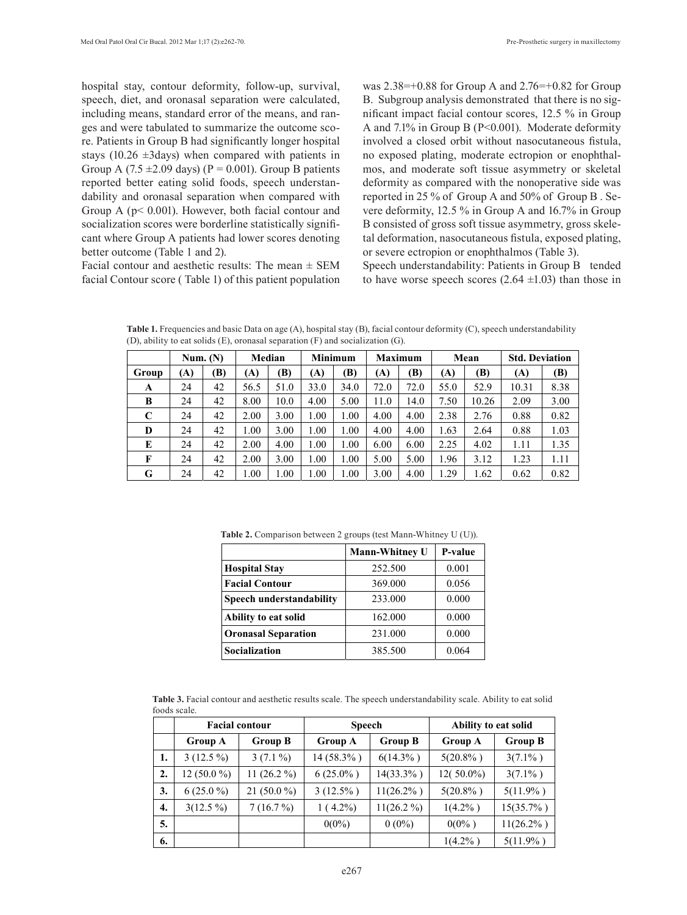hospital stay, contour deformity, follow-up, survival, speech, diet, and oronasal separation were calculated, including means, standard error of the means, and ranges and were tabulated to summarize the outcome score. Patients in Group B had significantly longer hospital stays (10.26 ±3days) when compared with patients in Group A (7.5 ±2.09 days) (P = 0.001). Group B patients reported better eating solid foods, speech understandability and oronasal separation when compared with Group A (p< 0.001). However, both facial contour and socialization scores were borderline statistically significant where Group A patients had lower scores denoting better outcome (Table 1 and 2).

Facial contour and aesthetic results: The mean ± SEM facial Contour score ( Table 1) of this patient population was 2.38=+0.88 for Group A and 2.76=+0.82 for Group B. Subgroup analysis demonstrated that there is no significant impact facial contour scores, 12.5 % in Group A and 7.1% in Group B (P<0.001). Moderate deformity involved a closed orbit without nasocutaneous fistula, no exposed plating, moderate ectropion or enophthalmos, and moderate soft tissue asymmetry or skeletal deformity as compared with the nonoperative side was reported in 25 % of Group A and 50% of Group B . Severe deformity, 12.5 % in Group A and 16.7% in Group B consisted of gross soft tissue asymmetry, gross skeletal deformation, nasocutaneous fistula, exposed plating, or severe ectropion or enophthalmos (Table 3).

Speech understandability: Patients in Group B tended to have worse speech scores (2.64 ±1.03) than those in

**Table 1.** Frequencies and basic Data on age (A), hospital stay (B), facial contour deformity (C), speech understandability (D), ability to eat solids (E), oronasal separation (F) and socialization (G).

| | Num. (N) | | Median | | Minimum | | Maximum | | Mean | | Std. Deviation | |
|---|---|---|---|---|---|---|---|---|---|---|---|---|
| **Group** | **(A)** | **(B)** | **(A)** | **(B)** | **(A)** | **(B)** | **(A)** | **(B)** | **(A)** | **(B)** | **(A)** | **(B)** |
| **A** | 24 | 42 | 56.5 | 51.0 | 33.0 | 34.0 | 72.0 | 72.0 | 55.0 | 52.9 | 10.31 | 8.38 |
| **B** | 24 | 42 | 8.00 | 10.0 | 4.00 | 5.00 | 11.0 | 14.0 | 7.50 | 10.26 | 2.09 | 3.00 |
| **C** | 24 | 42 | 2.00 | 3.00 | 1.00 | 1.00 | 4.00 | 4.00 | 2.38 | 2.76 | 0.88 | 0.82 |
| **D** | 24 | 42 | 1.00 | 3.00 | 1.00 | 1.00 | 4.00 | 4.00 | 1.63 | 2.64 | 0.88 | 1.03 |
| **E** | 24 | 42 | 2.00 | 4.00 | 1.00 | 1.00 | 6.00 | 6.00 | 2.25 | 4.02 | 1.11 | 1.35 |
| **F** | 24 | 42 | 2.00 | 3.00 | 1.00 | 1.00 | 5.00 | 5.00 | 1.96 | 3.12 | 1.23 | 1.11 |
| **G** | 24 | 42 | 1.00 | 1.00 | 1.00 | 1.00 | 3.00 | 4.00 | 1.29 | 1.62 | 0.62 | 0.82 |

**Table 2.** Comparison between 2 groups (test Mann-Whitney U (U)).

| | Mann-Whitney U | P-value |
|---|---|---|
| **Hospital Stay** | 252.500 | 0.001 |
| **Facial Contour** | 369.000 | 0.056 |
| **Speech understandability** | 233.000 | 0.000 |
| **Ability to eat solid** | 162.000 | 0.000 |
| **Oronasal Separation** | 231.000 | 0.000 |
| **Socialization** | 385.500 | 0.064 |

**Table 3.** Facial contour and aesthetic results scale. The speech understandability scale. Ability to eat solid foods scale.

| | Facial contour | | Speech | | Ability to eat solid | |
|---|---|---|---|---|---|---|
| | **Group A** | **Group B** | **Group A** | **Group B** | **Group A** | **Group B** |
| **1.** | 3 (12.5 %) | 3 (7.1 %) | 14 (58.3% ) | 6(14.3% ) | 5(20.8% ) | 3(7.1% ) |
| **2.** | 12 (50.0 %) | 11 (26.2 %) | 6 (25.0% ) | 14(33.3% ) | 12( 50.0%) | 3(7.1% ) |
| **3.** | 6 (25.0 %) | 21 (50.0 %) | 3 (12.5% ) | 11(26.2% ) | 5(20.8% ) | 5(11.9% ) |
| **4.** | 3(12.5 %) | 7 (16.7 %) | 1 ( 4.2%) | 11(26.2 %) | 1(4.2% ) | 15(35.7% ) |
| **5.** | | | 0(0%) | 0 (0%) | 0(0% ) | 11(26.2% ) |
| **6.** | | | | | 1(4.2% ) | 5(11.9% ) |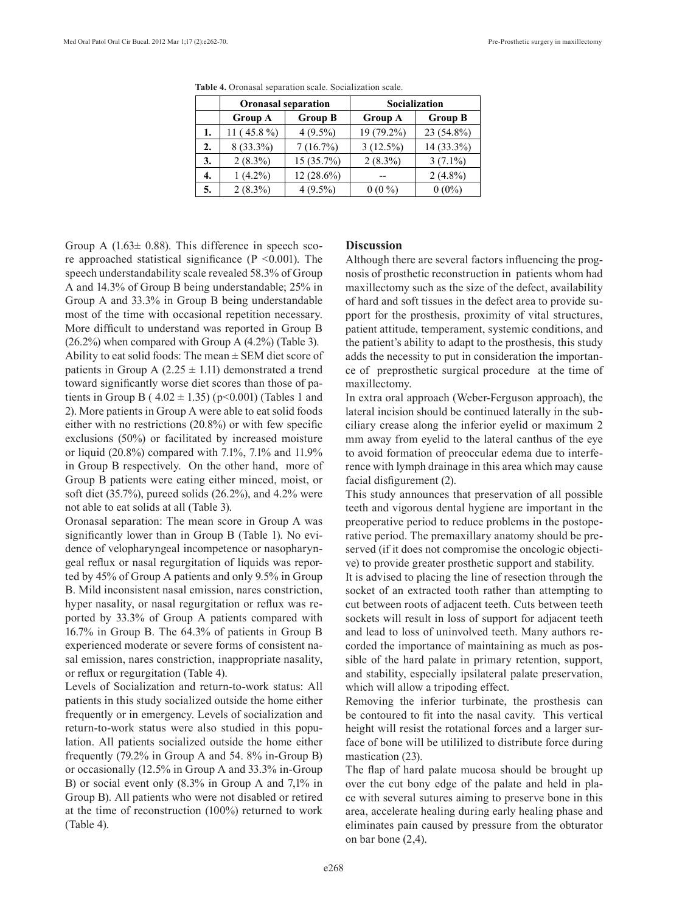**Table 4.** Oronasal separation scale. Socialization scale.

| | Oronasal separation | | Socialization | |
|---|---|---|---|---|
| | **Group A** | **Group B** | **Group A** | **Group B** |
| **1.** | 11 ( 45.8 %) | 4 (9.5%) | 19 (79.2%) | 23 (54.8%) |
| **2.** | 8 (33.3%) | 7 (16.7%) | 3 (12.5%) | 14 (33.3%) |
| **3.** | 2 (8.3%) | 15 (35.7%) | 2 (8.3%) | 3 (7.1%) |
| **4.** | 1 (4.2%) | 12 (28.6%) | -- | 2 (4.8%) |
| **5.** | 2 (8.3%) | 4 (9.5%) | 0 (0 %) | 0 (0%) |

Group A (1.63± 0.88). This difference in speech score approached statistical significance (P <0.001). The speech understandability scale revealed 58.3% of Group A and 14.3% of Group B being understandable; 25% in Group A and 33.3% in Group B being understandable most of the time with occasional repetition necessary. More difficult to understand was reported in Group B (26.2%) when compared with Group A (4.2%) (Table 3).

Ability to eat solid foods: The mean ± SEM diet score of patients in Group A (2.25 ± 1.11) demonstrated a trend toward significantly worse diet scores than those of patients in Group B ( 4.02 ± 1.35) (p<0.001) (Tables 1 and 2). More patients in Group A were able to eat solid foods either with no restrictions (20.8%) or with few specific exclusions (50%) or facilitated by increased moisture or liquid (20.8%) compared with 7.1%, 7.1% and 11.9% in Group B respectively. On the other hand, more of Group B patients were eating either minced, moist, or soft diet (35.7%), pureed solids (26.2%), and 4.2% were not able to eat solids at all (Table 3).

Oronasal separation: The mean score in Group A was significantly lower than in Group B (Table 1). No evidence of velopharyngeal incompetence or nasopharyngeal reflux or nasal regurgitation of liquids was reported by 45% of Group A patients and only 9.5% in Group B. Mild inconsistent nasal emission, nares constriction, hyper nasality, or nasal regurgitation or reflux was reported by 33.3% of Group A patients compared with 16.7% in Group B. The 64.3% of patients in Group B experienced moderate or severe forms of consistent nasal emission, nares constriction, inappropriate nasality, or reflux or regurgitation (Table 4).

Levels of Socialization and return-to-work status: All patients in this study socialized outside the home either frequently or in emergency. Levels of socialization and return-to-work status were also studied in this population. All patients socialized outside the home either frequently (79.2% in Group A and 54. 8% in-Group B) or occasionally (12.5% in Group A and 33.3% in-Group B) or social event only (8.3% in Group A and 7,1% in Group B). All patients who were not disabled or retired at the time of reconstruction (100%) returned to work (Table 4).

## Discussion

Although there are several factors influencing the prognosis of prosthetic reconstruction in patients whom had maxillectomy such as the size of the defect, availability of hard and soft tissues in the defect area to provide support for the prosthesis, proximity of vital structures, patient attitude, temperament, systemic conditions, and the patient's ability to adapt to the prosthesis, this study adds the necessity to put in consideration the importance of preprosthetic surgical procedure at the time of maxillectomy.

In extra oral approach (Weber-Ferguson approach), the lateral incision should be continued laterally in the subciliary crease along the inferior eyelid or maximum 2 mm away from eyelid to the lateral canthus of the eye to avoid formation of preoccular edema due to interference with lymph drainage in this area which may cause facial disfigurement (2).

This study announces that preservation of all possible teeth and vigorous dental hygiene are important in the preoperative period to reduce problems in the postoperative period. The premaxillary anatomy should be preserved (if it does not compromise the oncologic objective) to provide greater prosthetic support and stability.

It is advised to placing the line of resection through the socket of an extracted tooth rather than attempting to cut between roots of adjacent teeth. Cuts between teeth sockets will result in loss of support for adjacent teeth and lead to loss of uninvolved teeth. Many authors recorded the importance of maintaining as much as possible of the hard palate in primary retention, support, and stability, especially ipsilateral palate preservation, which will allow a tripoding effect.

Removing the inferior turbinate, the prosthesis can be contoured to fit into the nasal cavity. This vertical height will resist the rotational forces and a larger surface of bone will be utililized to distribute force during mastication (23).

The flap of hard palate mucosa should be brought up over the cut bony edge of the palate and held in place with several sutures aiming to preserve bone in this area, accelerate healing during early healing phase and eliminates pain caused by pressure from the obturator on bar bone (2,4).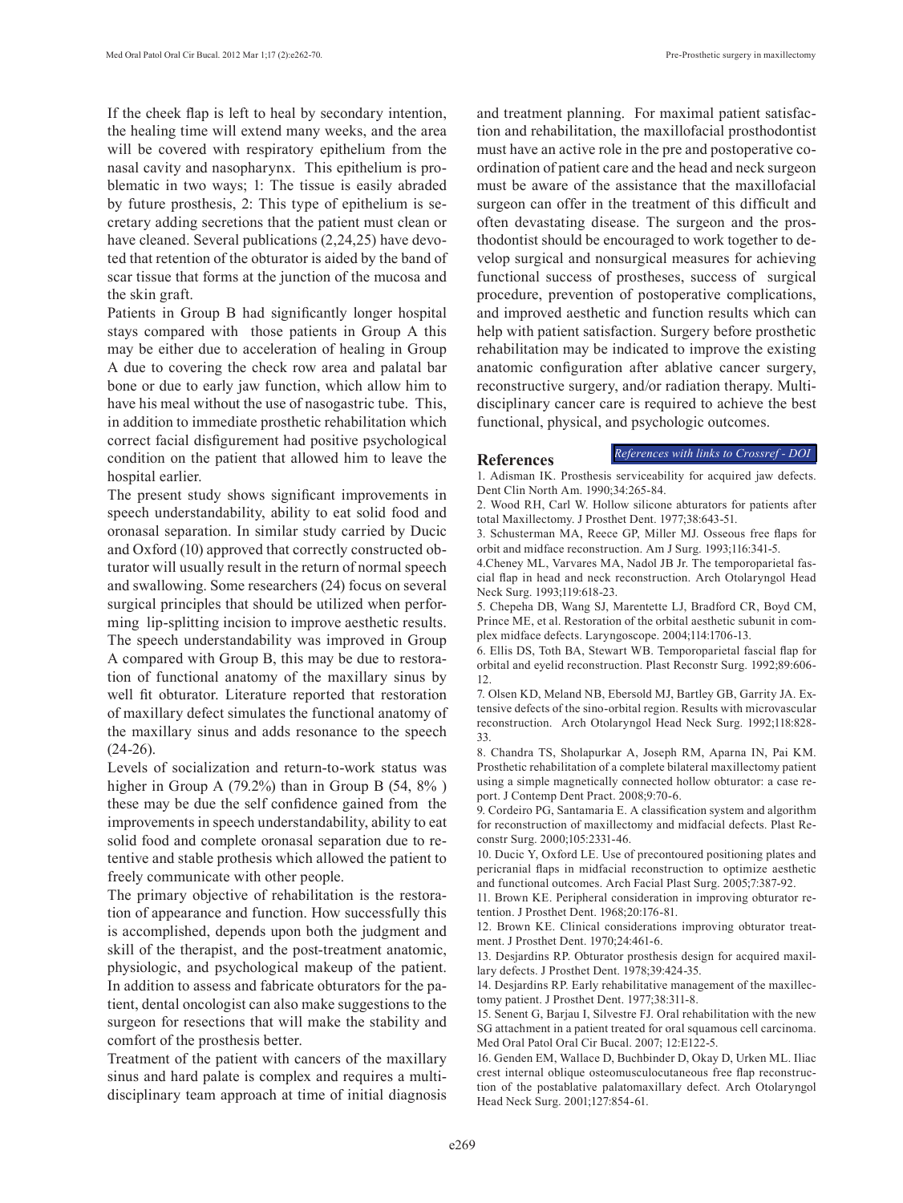If the cheek flap is left to heal by secondary intention, the healing time will extend many weeks, and the area will be covered with respiratory epithelium from the nasal cavity and nasopharynx. This epithelium is problematic in two ways; 1: The tissue is easily abraded by future prosthesis, 2: This type of epithelium is secretary adding secretions that the patient must clean or have cleaned. Several publications (2,24,25) have devoted that retention of the obturator is aided by the band of scar tissue that forms at the junction of the mucosa and the skin graft.

Patients in Group B had significantly longer hospital stays compared with those patients in Group A this may be either due to acceleration of healing in Group A due to covering the check row area and palatal bar bone or due to early jaw function, which allow him to have his meal without the use of nasogastric tube. This, in addition to immediate prosthetic rehabilitation which correct facial disfigurement had positive psychological condition on the patient that allowed him to leave the hospital earlier.

The present study shows significant improvements in speech understandability, ability to eat solid food and oronasal separation. In similar study carried by Ducic and Oxford (10) approved that correctly constructed obturator will usually result in the return of normal speech and swallowing. Some researchers (24) focus on several surgical principles that should be utilized when performing lip-splitting incision to improve aesthetic results. The speech understandability was improved in Group A compared with Group B, this may be due to restoration of functional anatomy of the maxillary sinus by well fit obturator. Literature reported that restoration of maxillary defect simulates the functional anatomy of the maxillary sinus and adds resonance to the speech (24-26).

Levels of socialization and return-to-work status was higher in Group A (79.2%) than in Group B (54, 8% ) these may be due the self confidence gained from the improvements in speech understandability, ability to eat solid food and complete oronasal separation due to retentive and stable prothesis which allowed the patient to freely communicate with other people.

The primary objective of rehabilitation is the restoration of appearance and function. How successfully this is accomplished, depends upon both the judgment and skill of the therapist, and the post-treatment anatomic, physiologic, and psychological makeup of the patient. In addition to assess and fabricate obturators for the patient, dental oncologist can also make suggestions to the surgeon for resections that will make the stability and comfort of the prosthesis better.

Treatment of the patient with cancers of the maxillary sinus and hard palate is complex and requires a multidisciplinary team approach at time of initial diagnosis and treatment planning. For maximal patient satisfaction and rehabilitation, the maxillofacial prosthodontist must have an active role in the pre and postoperative coordination of patient care and the head and neck surgeon must be aware of the assistance that the maxillofacial surgeon can offer in the treatment of this difficult and often devastating disease. The surgeon and the prosthodontist should be encouraged to work together to develop surgical and nonsurgical measures for achieving functional success of prostheses, success of surgical procedure, prevention of postoperative complications, and improved aesthetic and function results which can help with patient satisfaction. Surgery before prosthetic rehabilitation may be indicated to improve the existing anatomic configuration after ablative cancer surgery, reconstructive surgery, and/or radiation therapy. Multidisciplinary cancer care is required to achieve the best functional, physical, and psychologic outcomes.

## References

*References with links to Crossref - DOI*

1. Adisman IK. Prosthesis serviceability for acquired jaw defects. Dent Clin North Am. 1990;34:265-84.
2. Wood RH, Carl W. Hollow silicone abturators for patients after total Maxillectomy. J Prosthet Dent. 1977;38:643-51.
3. Schusterman MA, Reece GP, Miller MJ. Osseous free flaps for orbit and midface reconstruction. Am J Surg. 1993;116:341-5.
4. Cheney ML, Varvares MA, Nadol JB Jr. The temporoparietal fascial flap in head and neck reconstruction. Arch Otolaryngol Head Neck Surg. 1993;119:618-23.
5. Chepeha DB, Wang SJ, Marentette LJ, Bradford CR, Boyd CM, Prince ME, et al. Restoration of the orbital aesthetic subunit in complex midface defects. Laryngoscope. 2004;114:1706-13.
6. Ellis DS, Toth BA, Stewart WB. Temporoparietal fascial flap for orbital and eyelid reconstruction. Plast Reconstr Surg. 1992;89:606-12.
7. Olsen KD, Meland NB, Ebersold MJ, Bartley GB, Garrity JA. Extensive defects of the sino-orbital region. Results with microvascular reconstruction. Arch Otolaryngol Head Neck Surg. 1992;118:828-33.
8. Chandra TS, Sholapurkar A, Joseph RM, Aparna IN, Pai KM. Prosthetic rehabilitation of a complete bilateral maxillectomy patient using a simple magnetically connected hollow obturator: a case report. J Contemp Dent Pract. 2008;9:70-6.
9. Cordeiro PG, Santamaria E. A classification system and algorithm for reconstruction of maxillectomy and midfacial defects. Plast Reconstr Surg. 2000;105:2331-46.
10. Ducic Y, Oxford LE. Use of precontoured positioning plates and pericranial flaps in midfacial reconstruction to optimize aesthetic and functional outcomes. Arch Facial Plast Surg. 2005;7:387-92.
11. Brown KE. Peripheral consideration in improving obturator retention. J Prosthet Dent. 1968;20:176-81.
12. Brown KE. Clinical considerations improving obturator treatment. J Prosthet Dent. 1970;24:461-6.
13. Desjardins RP. Obturator prosthesis design for acquired maxillary defects. J Prosthet Dent. 1978;39:424-35.
14. Desjardins RP. Early rehabilitative management of the maxillectomy patient. J Prosthet Dent. 1977;38:311-8.
15. Senent G, Barjau I, Silvestre FJ. Oral rehabilitation with the new SG attachment in a patient treated for oral squamous cell carcinoma. Med Oral Patol Oral Cir Bucal. 2007; 12:E122-5.
16. Genden EM, Wallace D, Buchbinder D, Okay D, Urken ML. Iliac crest internal oblique osteomusculocutaneous free flap reconstruction of the postablative palatomaxillary defect. Arch Otolaryngol Head Neck Surg. 2001;127:854-61.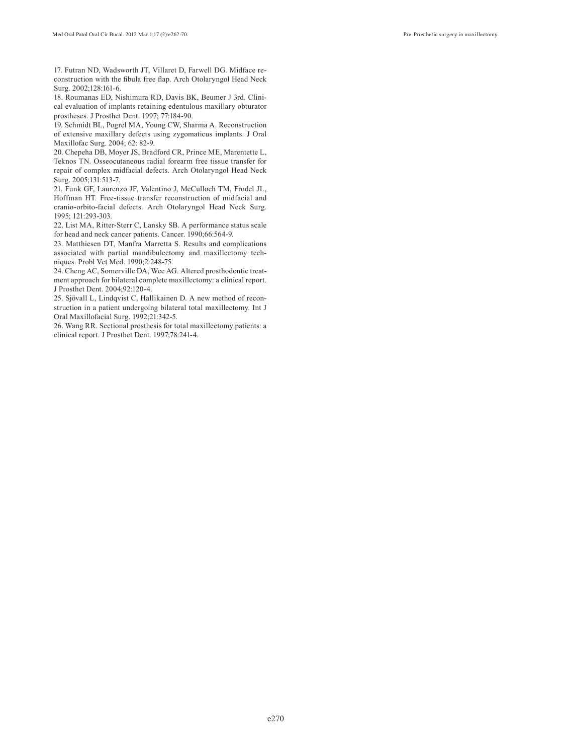17. Futran ND, Wadsworth JT, Villaret D, Farwell DG. Midface reconstruction with the fibula free flap. Arch Otolaryngol Head Neck Surg. 2002;128:161-6.

18. Roumanas ED, Nishimura RD, Davis BK, Beumer J 3rd. Clinical evaluation of implants retaining edentulous maxillary obturator prostheses. J Prosthet Dent. 1997; 77:184-90.

19. Schmidt BL, Pogrel MA, Young CW, Sharma A. Reconstruction of extensive maxillary defects using zygomaticus implants. J Oral Maxillofac Surg. 2004; 62: 82-9.

20. Chepeha DB, Moyer JS, Bradford CR, Prince ME, Marentette L, Teknos TN. Osseocutaneous radial forearm free tissue transfer for repair of complex midfacial defects. Arch Otolaryngol Head Neck Surg. 2005;131:513-7.

21. Funk GF, Laurenzo JF, Valentino J, McCulloch TM, Frodel JL, Hoffman HT. Free-tissue transfer reconstruction of midfacial and cranio-orbito-facial defects. Arch Otolaryngol Head Neck Surg. 1995; 121:293-303.

22. List MA, Ritter-Sterr C, Lansky SB. A performance status scale for head and neck cancer patients. Cancer. 1990;66:564-9.

23. Matthiesen DT, Manfra Marretta S. Results and complications associated with partial mandibulectomy and maxillectomy techniques. Probl Vet Med. 1990;2:248-75.

24. Cheng AC, Somerville DA, Wee AG. Altered prosthodontic treatment approach for bilateral complete maxillectomy: a clinical report. J Prosthet Dent. 2004;92:120-4.

25. Sjövall L, Lindqvist C, Hallikainen D. A new method of reconstruction in a patient undergoing bilateral total maxillectomy. Int J Oral Maxillofacial Surg. 1992;21:342-5.

26. Wang RR. Sectional prosthesis for total maxillectomy patients: a clinical report. J Prosthet Dent. 1997;78:241-4.